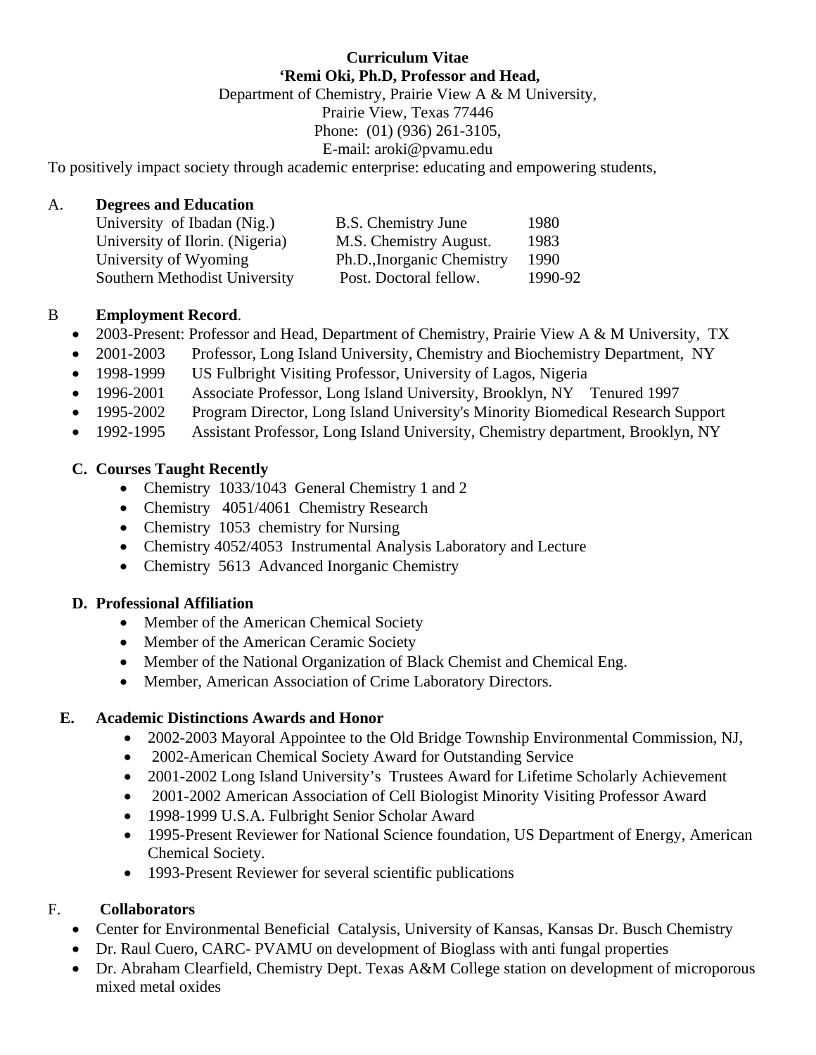**Curriculum Vitae**
**'Remi Oki, Ph.D, Professor and Head,**
Department of Chemistry, Prairie View A & M University,
Prairie View, Texas 77446
Phone: (01) (936) 261-3105,
E-mail: aroki@pvamu.edu

To positively impact society through academic enterprise: educating and empowering students,

## A. Degrees and Education

| | | |
|---|---|---|
| University of Ibadan (Nig.) | B.S. Chemistry June | 1980 |
| University of Ilorin. (Nigeria) | M.S. Chemistry August. | 1983 |
| University of Wyoming | Ph.D.,Inorganic Chemistry | 1990 |
| Southern Methodist University | Post. Doctoral fellow. | 1990-92 |

## B Employment Record.

- 2003-Present: Professor and Head, Department of Chemistry, Prairie View A & M University, TX
- 2001-2003 Professor, Long Island University, Chemistry and Biochemistry Department, NY
- 1998-1999 US Fulbright Visiting Professor, University of Lagos, Nigeria
- 1996-2001 Associate Professor, Long Island University, Brooklyn, NY Tenured 1997
- 1995-2002 Program Director, Long Island University's Minority Biomedical Research Support
- 1992-1995 Assistant Professor, Long Island University, Chemistry department, Brooklyn, NY

## C. Courses Taught Recently

- Chemistry 1033/1043 General Chemistry 1 and 2
- Chemistry 4051/4061 Chemistry Research
- Chemistry 1053 chemistry for Nursing
- Chemistry 4052/4053 Instrumental Analysis Laboratory and Lecture
- Chemistry 5613 Advanced Inorganic Chemistry

## D. Professional Affiliation

- Member of the American Chemical Society
- Member of the American Ceramic Society
- Member of the National Organization of Black Chemist and Chemical Eng.
- Member, American Association of Crime Laboratory Directors.

## E. Academic Distinctions Awards and Honor

- 2002-2003 Mayoral Appointee to the Old Bridge Township Environmental Commission, NJ,
- 2002-American Chemical Society Award for Outstanding Service
- 2001-2002 Long Island University's Trustees Award for Lifetime Scholarly Achievement
- 2001-2002 American Association of Cell Biologist Minority Visiting Professor Award
- 1998-1999 U.S.A. Fulbright Senior Scholar Award
- 1995-Present Reviewer for National Science foundation, US Department of Energy, American Chemical Society.
- 1993-Present Reviewer for several scientific publications

## F. Collaborators

- Center for Environmental Beneficial Catalysis, University of Kansas, Kansas Dr. Busch Chemistry
- Dr. Raul Cuero, CARC- PVAMU on development of Bioglass with anti fungal properties
- Dr. Abraham Clearfield, Chemistry Dept. Texas A&M College station on development of microporous mixed metal oxides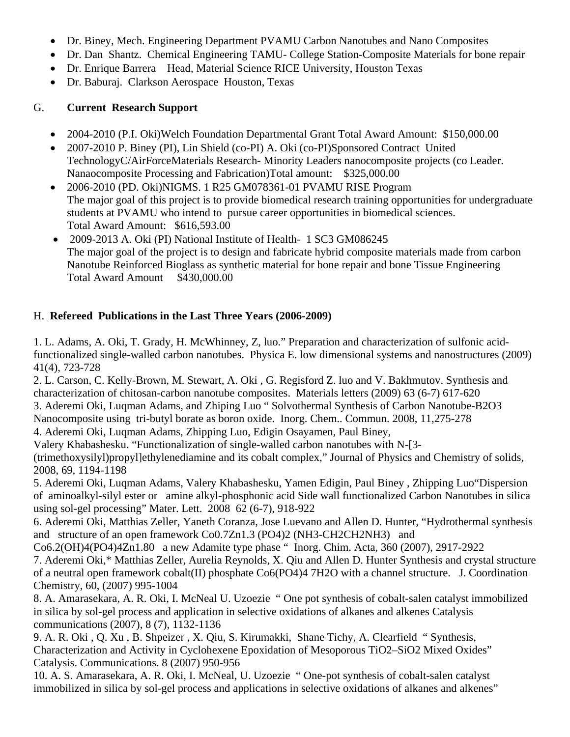- Dr. Biney, Mech. Engineering Department PVAMU Carbon Nanotubes and Nano Composites
- Dr. Dan Shantz. Chemical Engineering TAMU- College Station-Composite Materials for bone repair
- Dr. Enrique Barrera Head, Material Science RICE University, Houston Texas
- Dr. Baburaj. Clarkson Aerospace Houston, Texas

## G. **Current Research Support**

- 2004-2010 (P.I. Oki)Welch Foundation Departmental Grant Total Award Amount: $150,000.00
- 2007-2010 P. Biney (PI), Lin Shield (co-PI) A. Oki (co-PI)Sponsored Contract United TechnologyC/AirForceMaterials Research- Minority Leaders nanocomposite projects (co Leader. Nanaocomposite Processing and Fabrication)Total amount: $325,000.00
- 2006-2010 (PD. Oki)NIGMS. 1 R25 GM078361-01 PVAMU RISE Program
  The major goal of this project is to provide biomedical research training opportunities for undergraduate students at PVAMU who intend to pursue career opportunities in biomedical sciences.
  Total Award Amount: $616,593.00
- 2009-2013 A. Oki (PI) National Institute of Health- 1 SC3 GM086245
  The major goal of the project is to design and fabricate hybrid composite materials made from carbon Nanotube Reinforced Bioglass as synthetic material for bone repair and bone Tissue Engineering
  Total Award Amount $430,000.00

## H. **Refereed Publications in the Last Three Years (2006-2009)**

1. L. Adams, A. Oki, T. Grady, H. McWhinney, Z, luo." Preparation and characterization of sulfonic acid-functionalized single-walled carbon nanotubes. Physica E. low dimensional systems and nanostructures (2009) 41(4), 723-728
2. L. Carson, C. Kelly-Brown, M. Stewart, A. Oki , G. Regisford Z. luo and V. Bakhmutov. Synthesis and characterization of chitosan-carbon nanotube composites. Materials letters (2009) 63 (6-7) 617-620
3. Aderemi Oki, Luqman Adams, and Zhiping Luo " Solvothermal Synthesis of Carbon Nanotube-$B_2O_3$ Nanocomposite using tri-butyl borate as boron oxide. Inorg. Chem.. Commun. 2008, 11,275-278
4. Aderemi Oki, Luqman Adams, Zhipping Luo, Edigin Osayamen, Paul Biney, Valery Khabashesku. "Functionalization of single-walled carbon nanotubes with N-[3-(trimethoxysilyl)propyl]ethylenediamine and its cobalt complex," Journal of Physics and Chemistry of solids, 2008, 69, 1194-1198
5. Aderemi Oki, Luqman Adams, Valery Khabashesku, Yamen Edigin, Paul Biney , Zhipping Luo"Dispersion of aminoalkyl-silyl ester or amine alkyl-phosphonic acid Side wall functionalized Carbon Nanotubes in silica using sol-gel processing" Mater. Lett. 2008 62 (6-7), 918-922
6. Aderemi Oki, Matthias Zeller, Yaneth Coranza, Jose Luevano and Allen D. Hunter, "Hydrothermal synthesis and structure of an open framework $Co_{0.7}Zn_{1.3}(PO_4)_2(NH_3\text{-}CH_2CH_2NH_3)$ and $Co_{6.2}(OH)_4(PO_4)_4Zn_{1.80}$ a new Adamite type phase " Inorg. Chim. Acta, 360 (2007), 2917-2922
7. Aderemi Oki,* Matthias Zeller, Aurelia Reynolds, X. Qiu and Allen D. Hunter Synthesis and crystal structure of a neutral open framework cobalt(II) phosphate $Co_6(PO_4)_4\,7H_2O$ with a channel structure. J. Coordination Chemistry, 60, (2007) 995-1004
8. A. Amarasekara, A. R. Oki, I. McNeal U. Uzoezie " One pot synthesis of cobalt-salen catalyst immobilized in silica by sol-gel process and application in selective oxidations of alkanes and alkenes Catalysis communications (2007), 8 (7), 1132-1136
9. A. R. Oki , Q. Xu , B. Shpeizer , X. Qiu, S. Kirumakki, Shane Tichy, A. Clearfield " Synthesis, Characterization and Activity in Cyclohexene Epoxidation of Mesoporous $TiO_2$–$SiO_2$ Mixed Oxides" Catalysis. Communications. 8 (2007) 950-956
10. A. S. Amarasekara, A. R. Oki, I. McNeal, U. Uzoezie " One-pot synthesis of cobalt-salen catalyst immobilized in silica by sol-gel process and applications in selective oxidations of alkanes and alkenes"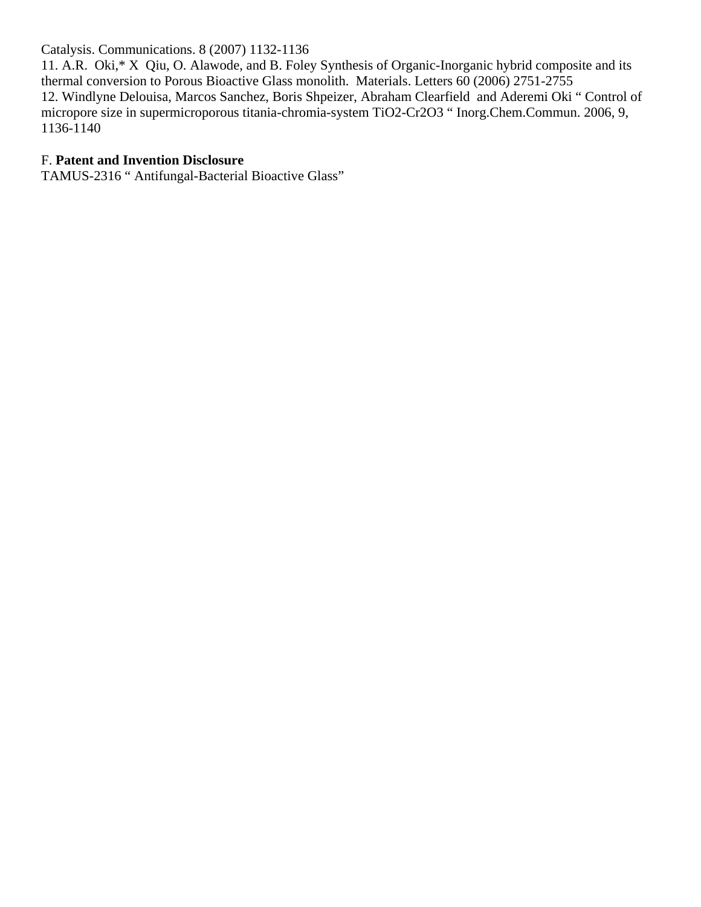Catalysis. Communications. 8 (2007) 1132-1136

11. A.R. Oki,* X Qiu, O. Alawode, and B. Foley Synthesis of Organic-Inorganic hybrid composite and its thermal conversion to Porous Bioactive Glass monolith. Materials. Letters 60 (2006) 2751-2755

12. Windlyne Delouisa, Marcos Sanchez, Boris Shpeizer, Abraham Clearfield and Aderemi Oki " Control of micropore size in supermicroporous titania-chromia-system $TiO_2$-$Cr_2O_3$ " Inorg.Chem.Commun. 2006, 9, 1136-1140

F. **Patent and Invention Disclosure**

TAMUS-2316 " Antifungal-Bacterial Bioactive Glass"